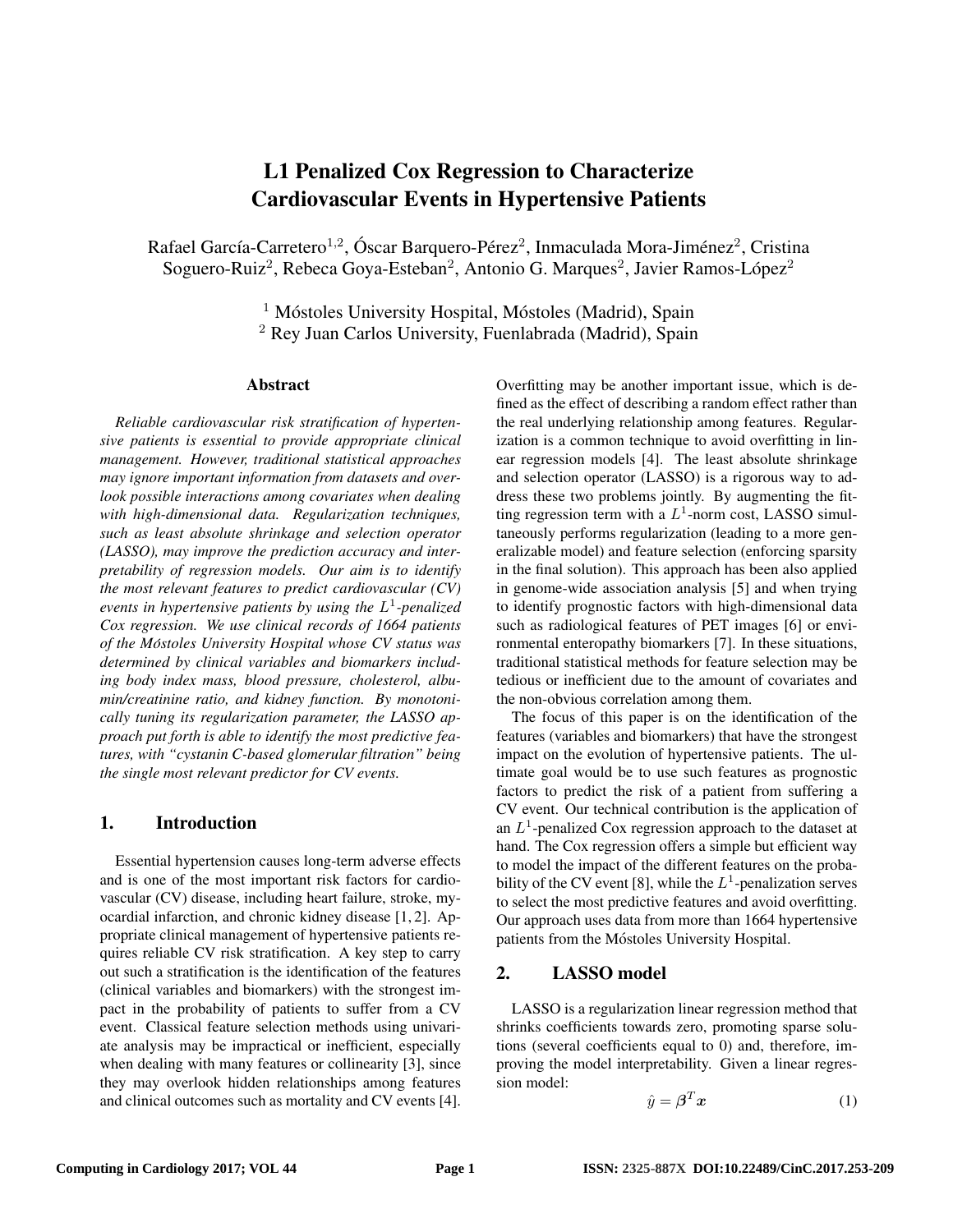# L1 Penalized Cox Regression to Characterize Cardiovascular Events in Hypertensive Patients

Rafael García-Carretero[1,2], Óscar Barquero-Pérez[2], Inmaculada Mora-Jiménez[2], Cristina Soguero-Ruiz[2], Rebeca Goya-Esteban[2], Antonio G. Marques[2], Javier Ramos-López[2]

[1] Móstoles University Hospital, Móstoles (Madrid), Spain
[2] Rey Juan Carlos University, Fuenlabrada (Madrid), Spain

## Abstract

*Reliable cardiovascular risk stratification of hypertensive patients is essential to provide appropriate clinical management. However, traditional statistical approaches may ignore important information from datasets and overlook possible interactions among covariates when dealing with high-dimensional data. Regularization techniques, such as least absolute shrinkage and selection operator (LASSO), may improve the prediction accuracy and interpretability of regression models. Our aim is to identify the most relevant features to predict cardiovascular (CV) events in hypertensive patients by using the $L^1$-penalized Cox regression. We use clinical records of 1664 patients of the Móstoles University Hospital whose CV status was determined by clinical variables and biomarkers including body index mass, blood pressure, cholesterol, albumin/creatinine ratio, and kidney function. By monotonically tuning its regularization parameter, the LASSO approach put forth is able to identify the most predictive features, with "cystanin C-based glomerular filtration" being the single most relevant predictor for CV events.*

## 1. Introduction

Essential hypertension causes long-term adverse effects and is one of the most important risk factors for cardiovascular (CV) disease, including heart failure, stroke, myocardial infarction, and chronic kidney disease [1, 2]. Appropriate clinical management of hypertensive patients requires reliable CV risk stratification. A key step to carry out such a stratification is the identification of the features (clinical variables and biomarkers) with the strongest impact in the probability of patients to suffer from a CV event. Classical feature selection methods using univariate analysis may be impractical or inefficient, especially when dealing with many features or collinearity [3], since they may overlook hidden relationships among features and clinical outcomes such as mortality and CV events [4]. Overfitting may be another important issue, which is defined as the effect of describing a random effect rather than the real underlying relationship among features. Regularization is a common technique to avoid overfitting in linear regression models [4]. The least absolute shrinkage and selection operator (LASSO) is a rigorous way to address these two problems jointly. By augmenting the fitting regression term with a $L^1$-norm cost, LASSO simultaneously performs regularization (leading to a more generalizable model) and feature selection (enforcing sparsity in the final solution). This approach has been also applied in genome-wide association analysis [5] and when trying to identify prognostic factors with high-dimensional data such as radiological features of PET images [6] or environmental enteropathy biomarkers [7]. In these situations, traditional statistical methods for feature selection may be tedious or inefficient due to the amount of covariates and the non-obvious correlation among them.

The focus of this paper is on the identification of the features (variables and biomarkers) that have the strongest impact on the evolution of hypertensive patients. The ultimate goal would be to use such features as prognostic factors to predict the risk of a patient from suffering a CV event. Our technical contribution is the application of an $L^1$-penalized Cox regression approach to the dataset at hand. The Cox regression offers a simple but efficient way to model the impact of the different features on the probability of the CV event [8], while the $L^1$-penalization serves to select the most predictive features and avoid overfitting. Our approach uses data from more than 1664 hypertensive patients from the Móstoles University Hospital.

## 2. LASSO model

LASSO is a regularization linear regression method that shrinks coefficients towards zero, promoting sparse solutions (several coefficients equal to 0) and, therefore, improving the model interpretability. Given a linear regression model:

$$\hat{y} = \boldsymbol{\beta}^T \boldsymbol{x} \tag{1}$$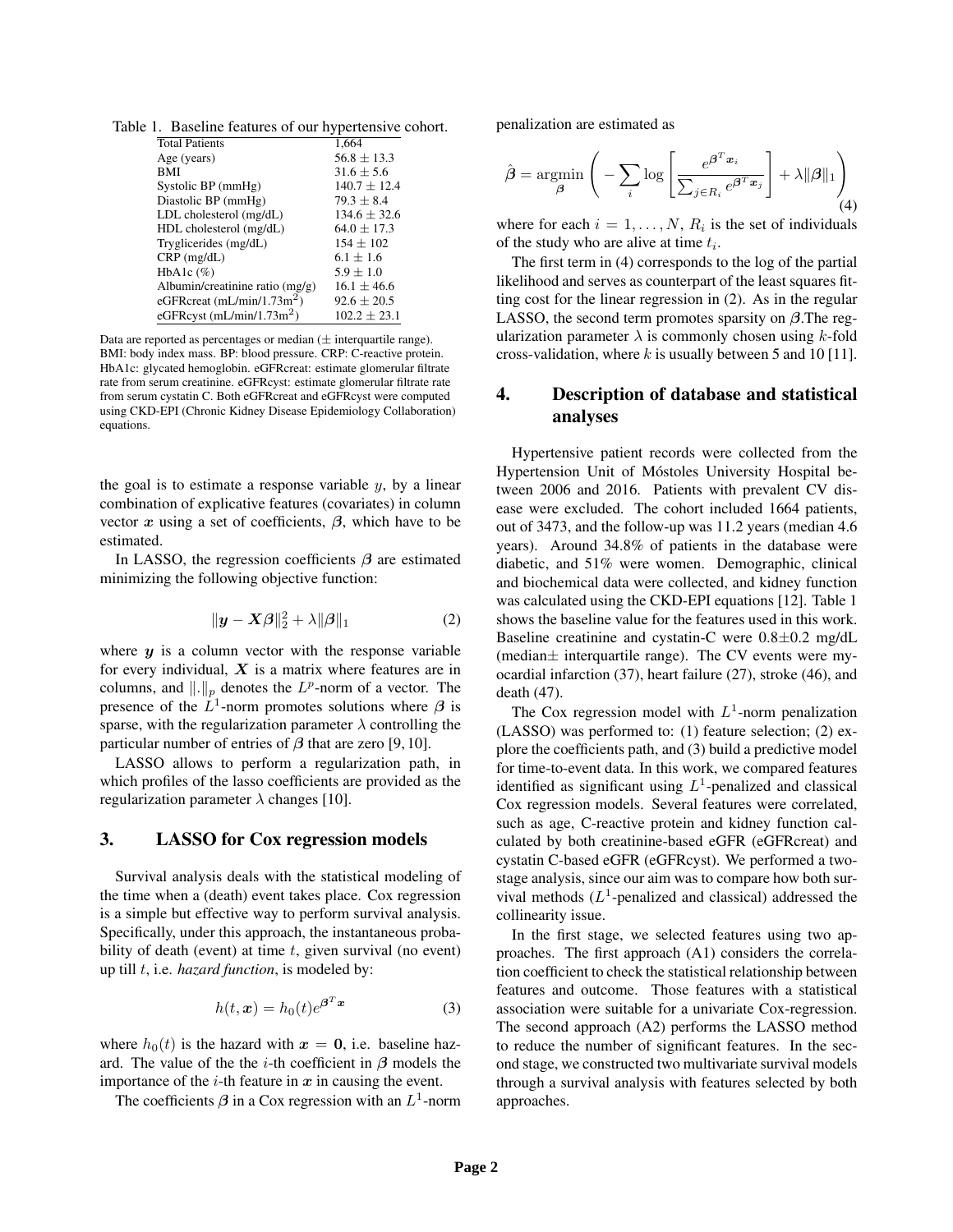Table 1. Baseline features of our hypertensive cohort.

| Total Patients | 1,664 |
|---|---|
| Age (years) | 56.8 ± 13.3 |
| BMI | 31.6 ± 5.6 |
| Systolic BP (mmHg) | 140.7 ± 12.4 |
| Diastolic BP (mmHg) | 79.3 ± 8.4 |
| LDL cholesterol (mg/dL) | 134.6 ± 32.6 |
| HDL cholesterol (mg/dL) | 64.0 ± 17.3 |
| Trygliceride s (mg/dL) | 154 ± 102 |
| CRP (mg/dL) | 6.1 ± 1.6 |
| HbA1c (%) | 5.9 ± 1.0 |
| Albumin/creatinine ratio (mg/g) | 16.1 ± 46.6 |
| eGFRcreat (mL/min/1.73m$^2$) | 92.6 ± 20.5 |
| eGFRcyst (mL/min/1.73m$^2$) | 102.2 ± 23.1 |

Data are reported as percentages or median (± interquartile range). BMI: body index mass. BP: blood pressure. CRP: C-reactive protein. HbA1c: glycated hemoglobin. eGFRcreat: estimate glomerular filtrate rate from serum creatinine. eGFRcyst: estimate glomerular filtrate rate from serum cystatin C. Both eGFRcreat and eGFRcyst were computed using CKD-EPI (Chronic Kidney Disease Epidemiology Collaboration) equations.

the goal is to estimate a response variable $y$, by a linear combination of explicative features (covariates) in column vector $\boldsymbol{x}$ using a set of coefficients, $\boldsymbol{\beta}$, which have to be estimated.

In LASSO, the regression coefficients $\boldsymbol{\beta}$ are estimated minimizing the following objective function:

$$\|\boldsymbol{y} - \boldsymbol{X}\boldsymbol{\beta}\|_2^2 + \lambda \|\boldsymbol{\beta}\|_1 \tag{2}$$

where $\boldsymbol{y}$ is a column vector with the response variable for every individual, $\boldsymbol{X}$ is a matrix where features are in columns, and $\|.\|_p$ denotes the $L^p$-norm of a vector. The presence of the $L^1$-norm promotes solutions where $\boldsymbol{\beta}$ is sparse, with the regularization parameter $\lambda$ controlling the particular number of entries of $\boldsymbol{\beta}$ that are zero [9, 10].

LASSO allows to perform a regularization path, in which profiles of the lasso coefficients are provided as the regularization parameter $\lambda$ changes [10].

## 3. LASSO for Cox regression models

Survival analysis deals with the statistical modeling of the time when a (death) event takes place. Cox regression is a simple but effective way to perform survival analysis. Specifically, under this approach, the instantaneous probability of death (event) at time $t$, given survival (no event) up till $t$, i.e. *hazard function*, is modeled by:

$$h(t, \boldsymbol{x}) = h_0(t) e^{\boldsymbol{\beta}^T \boldsymbol{x}} \tag{3}$$

where $h_0(t)$ is the hazard with $\boldsymbol{x} = \boldsymbol{0}$, i.e. baseline hazard. The value of the the $i$-th coefficient in $\boldsymbol{\beta}$ models the importance of the $i$-th feature in $\boldsymbol{x}$ in causing the event.

The coefficients $\boldsymbol{\beta}$ in a Cox regression with an $L^1$-norm penalization are estimated as

$$\hat{\boldsymbol{\beta}} = \underset{\boldsymbol{\beta}}{\operatorname{argmin}} \left( -\sum_i \log \left[ \frac{e^{\boldsymbol{\beta}^T \boldsymbol{x}_i}}{\sum_{j \in R_i} e^{\boldsymbol{\beta}^T \boldsymbol{x}_j}} \right] + \lambda \|\boldsymbol{\beta}\|_1 \right) \tag{4}$$

where for each $i = 1, \ldots, N$, $R_i$ is the set of individuals of the study who are alive at time $t_i$.

The first term in (4) corresponds to the log of the partial likelihood and serves as counterpart of the least squares fitting cost for the linear regression in (2). As in the regular LASSO, the second term promotes sparsity on $\boldsymbol{\beta}$.The regularization parameter $\lambda$ is commonly chosen using $k$-fold cross-validation, where $k$ is usually between 5 and 10 [11].

## 4. Description of database and statistical analyses

Hypertensive patient records were collected from the Hypertension Unit of Móstoles University Hospital between 2006 and 2016. Patients with prevalent CV disease were excluded. The cohort included 1664 patients, out of 3473, and the follow-up was 11.2 years (median 4.6 years). Around 34.8% of patients in the database were diabetic, and 51% were women. Demographic, clinical and biochemical data were collected, and kidney function was calculated using the CKD-EPI equations [12]. Table 1 shows the baseline value for the features used in this work. Baseline creatinine and cystatin-C were 0.8±0.2 mg/dL (median± interquartile range). The CV events were myocardial infarction (37), heart failure (27), stroke (46), and death (47).

The Cox regression model with $L^1$-norm penalization (LASSO) was performed to: (1) feature selection; (2) explore the coefficients path, and (3) build a predictive model for time-to-event data. In this work, we compared features identified as significant using $L^1$-penalized and classical Cox regression models. Several features were correlated, such as age, C-reactive protein and kidney function calculated by both creatinine-based eGFR (eGFRcreat) and cystatin C-based eGFR (eGFRcyst). We performed a two-stage analysis, since our aim was to compare how both survival methods ($L^1$-penalized and classical) addressed the collinearity issue.

In the first stage, we selected features using two approaches. The first approach (A1) considers the correlation coefficient to check the statistical relationship between features and outcome. Those features with a statistical association were suitable for a univariate Cox-regression. The second approach (A2) performs the LASSO method to reduce the number of significant features. In the second stage, we constructed two multivariate survival models through a survival analysis with features selected by both approaches.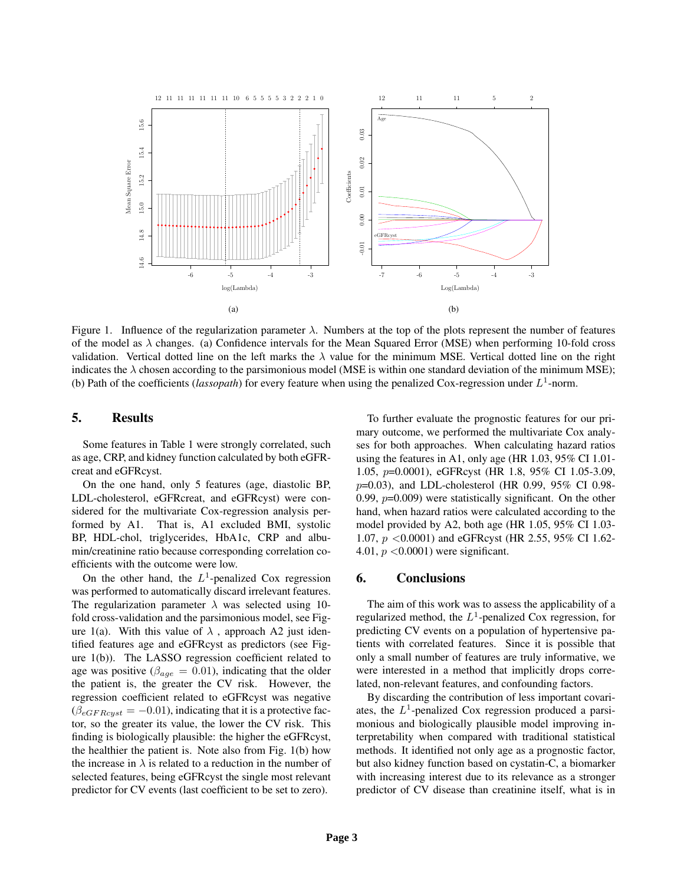Figure 1. Influence of the regularization parameter $\lambda$. Numbers at the top of the plots represent the number of features of the model as $\lambda$ changes. (a) Confidence intervals for the Mean Squared Error (MSE) when performing 10-fold cross validation. Vertical dotted line on the left marks the $\lambda$ value for the minimum MSE. Vertical dotted line on the right indicates the $\lambda$ chosen according to the parsimonious model (MSE is within one standard deviation of the minimum MSE); (b) Path of the coefficients (*lassopath*) for every feature when using the penalized Cox-regression under $L^1$-norm.

## 5. Results

Some features in Table 1 were strongly correlated, such as age, CRP, and kidney function calculated by both eGFRcreat and eGFRcyst.

On the one hand, only 5 features (age, diastolic BP, LDL-cholesterol, eGFRcreat, and eGFRcyst) were considered for the multivariate Cox-regression analysis performed by A1. That is, A1 excluded BMI, systolic BP, HDL-chol, triglycerides, HbA1c, CRP and albumin/creatinine ratio because corresponding correlation coefficients with the outcome were low.

On the other hand, the $L^1$-penalized Cox regression was performed to automatically discard irrelevant features. The regularization parameter $\lambda$ was selected using 10-fold cross-validation and the parsimonious model, see Figure 1(a). With this value of $\lambda$ , approach A2 just identified features age and eGFRcyst as predictors (see Figure 1(b)). The LASSO regression coefficient related to age was positive ($\beta_{age} = 0.01$), indicating that the older the patient is, the greater the CV risk. However, the regression coefficient related to eGFRcyst was negative ($\beta_{eGFRcyst} = -0.01$), indicating that it is a protective factor, so the greater its value, the lower the CV risk. This finding is biologically plausible: the higher the eGFRcyst, the healthier the patient is. Note also from Fig. 1(b) how the increase in $\lambda$ is related to a reduction in the number of selected features, being eGFRcyst the single most relevant predictor for CV events (last coefficient to be set to zero).

To further evaluate the prognostic features for our primary outcome, we performed the multivariate Cox analyses for both approaches. When calculating hazard ratios using the features in A1, only age (HR 1.03, 95% CI 1.01-1.05, $p$=0.0001), eGFRcyst (HR 1.8, 95% CI 1.05-3.09, $p$=0.03), and LDL-cholesterol (HR 0.99, 95% CI 0.98-0.99, $p$=0.009) were statistically significant. On the other hand, when hazard ratios were calculated according to the model provided by A2, both age (HR 1.05, 95% CI 1.03-1.07, $p$ <0.0001) and eGFRcyst (HR 2.55, 95% CI 1.62-4.01, $p$ <0.0001) were significant.

## 6. Conclusions

The aim of this work was to assess the applicability of a regularized method, the $L^1$-penalized Cox regression, for predicting CV events on a population of hypertensive patients with correlated features. Since it is possible that only a small number of features are truly informative, we were interested in a method that implicitly drops correlated, non-relevant features, and confounding factors.

By discarding the contribution of less important covariates, the $L^1$-penalized Cox regression produced a parsimonious and biologically plausible model improving interpretability when compared with traditional statistical methods. It identified not only age as a prognostic factor, but also kidney function based on cystatin-C, a biomarker with increasing interest due to its relevance as a stronger predictor of CV disease than creatinine itself, what is in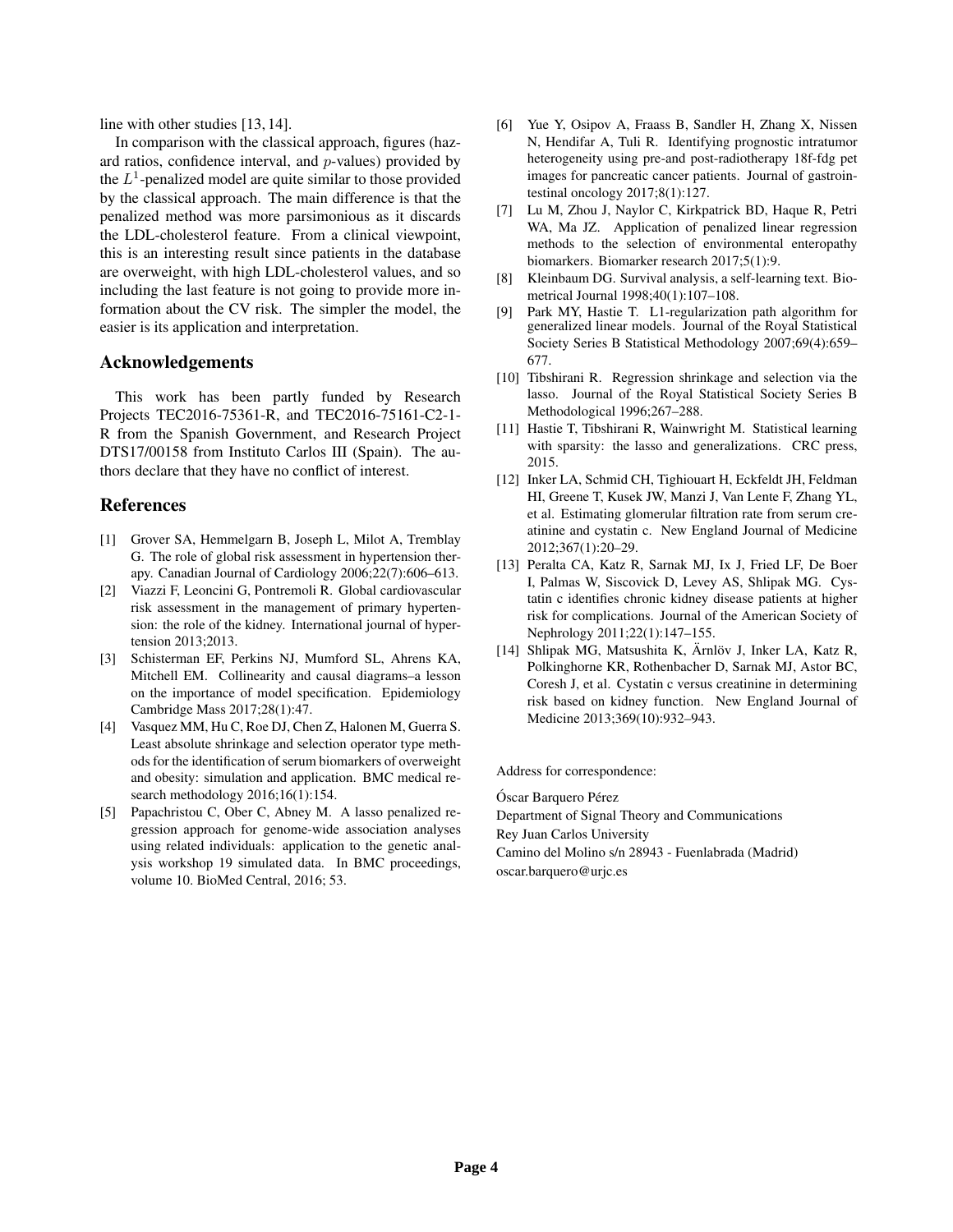line with other studies [13, 14].

In comparison with the classical approach, figures (hazard ratios, confidence interval, and $p$-values) provided by the $L^1$-penalized model are quite similar to those provided by the classical approach. The main difference is that the penalized method was more parsimonious as it discards the LDL-cholesterol feature. From a clinical viewpoint, this is an interesting result since patients in the database are overweight, with high LDL-cholesterol values, and so including the last feature is not going to provide more information about the CV risk. The simpler the model, the easier is its application and interpretation.

## Acknowledgements

This work has been partly funded by Research Projects TEC2016-75361-R, and TEC2016-75161-C2-1-R from the Spanish Government, and Research Project DTS17/00158 from Instituto Carlos III (Spain). The authors declare that they have no conflict of interest.

## References

[1] Grover SA, Hemmelgarn B, Joseph L, Milot A, Tremblay G. The role of global risk assessment in hypertension therapy. Canadian Journal of Cardiology 2006;22(7):606–613.

[2] Viazzi F, Leoncini G, Pontremoli R. Global cardiovascular risk assessment in the management of primary hypertension: the role of the kidney. International journal of hypertension 2013;2013.

[3] Schisterman EF, Perkins NJ, Mumford SL, Ahrens KA, Mitchell EM. Collinearity and causal diagrams–a lesson on the importance of model specification. Epidemiology Cambridge Mass 2017;28(1):47.

[4] Vasquez MM, Hu C, Roe DJ, Chen Z, Halonen M, Guerra S. Least absolute shrinkage and selection operator type methods for the identification of serum biomarkers of overweight and obesity: simulation and application. BMC medical research methodology 2016;16(1):154.

[5] Papachristou C, Ober C, Abney M. A lasso penalized regression approach for genome-wide association analyses using related individuals: application to the genetic analysis workshop 19 simulated data. In BMC proceedings, volume 10. BioMed Central, 2016; 53.

[6] Yue Y, Osipov A, Fraass B, Sandler H, Zhang X, Nissen N, Hendifar A, Tuli R. Identifying prognostic intratumor heterogeneity using pre-and post-radiotherapy 18f-fdg pet images for pancreatic cancer patients. Journal of gastrointestinal oncology 2017;8(1):127.

[7] Lu M, Zhou J, Naylor C, Kirkpatrick BD, Haque R, Petri WA, Ma JZ. Application of penalized linear regression methods to the selection of environmental enteropathy biomarkers. Biomarker research 2017;5(1):9.

[8] Kleinbaum DG. Survival analysis, a self-learning text. Biometrical Journal 1998;40(1):107–108.

[9] Park MY, Hastie T. L1-regularization path algorithm for generalized linear models. Journal of the Royal Statistical Society Series B Statistical Methodology 2007;69(4):659–677.

[10] Tibshirani R. Regression shrinkage and selection via the lasso. Journal of the Royal Statistical Society Series B Methodological 1996;267–288.

[11] Hastie T, Tibshirani R, Wainwright M. Statistical learning with sparsity: the lasso and generalizations. CRC press, 2015.

[12] Inker LA, Schmid CH, Tighiouart H, Eckfeldt JH, Feldman HI, Greene T, Kusek JW, Manzi J, Van Lente F, Zhang YL, et al. Estimating glomerular filtration rate from serum creatinine and cystatin c. New England Journal of Medicine 2012;367(1):20–29.

[13] Peralta CA, Katz R, Sarnak MJ, Ix J, Fried LF, De Boer I, Palmas W, Siscovick D, Levey AS, Shlipak MG. Cystatin c identifies chronic kidney disease patients at higher risk for complications. Journal of the American Society of Nephrology 2011;22(1):147–155.

[14] Shlipak MG, Matsushita K, Ärnlöv J, Inker LA, Katz R, Polkinghorne KR, Rothenbacher D, Sarnak MJ, Astor BC, Coresh J, et al. Cystatin c versus creatinine in determining risk based on kidney function. New England Journal of Medicine 2013;369(10):932–943.

Address for correspondence:

Óscar Barquero Pérez
Department of Signal Theory and Communications
Rey Juan Carlos University
Camino del Molino s/n 28943 - Fuenlabrada (Madrid)
oscar.barquero@urjc.es